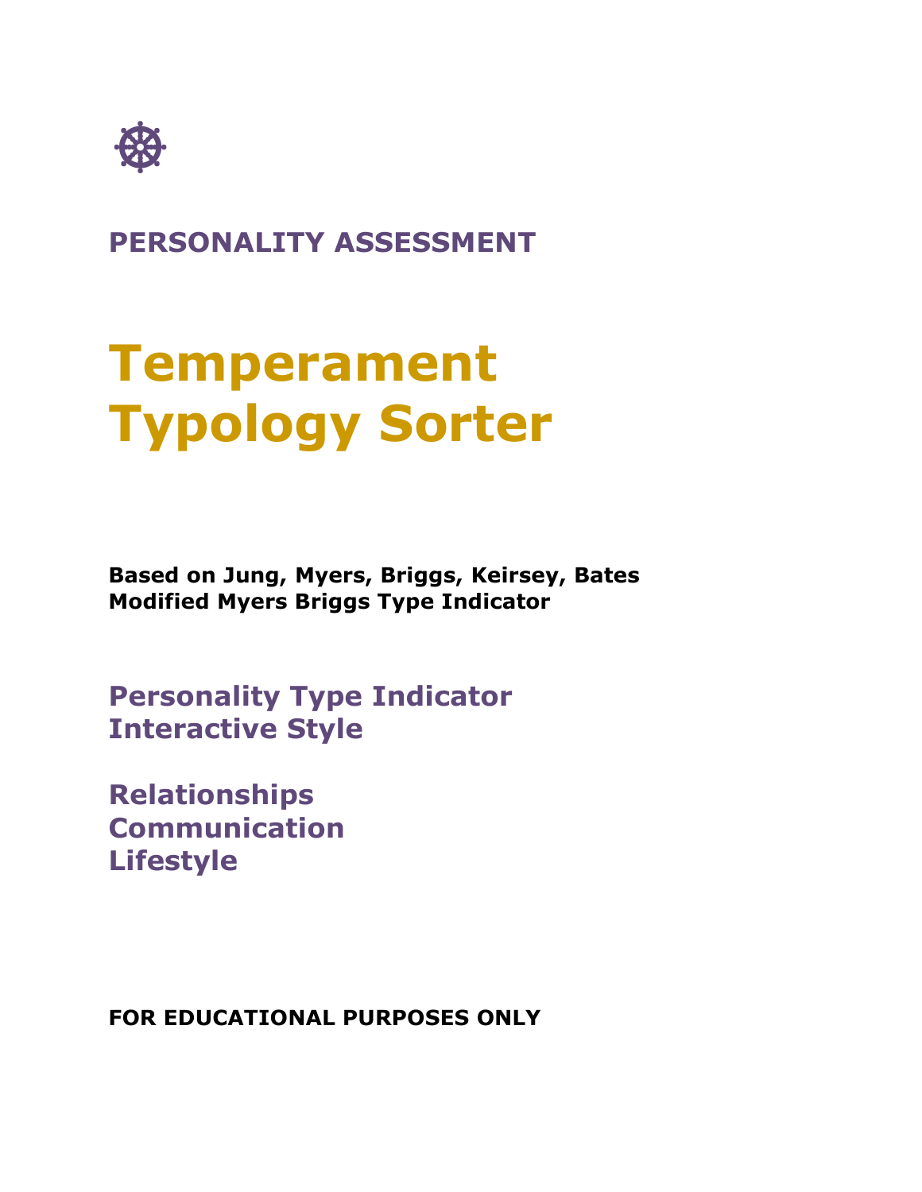**PERSONALITY ASSESSMENT**

# Temperament Typology Sorter

**Based on Jung, Myers, Briggs, Keirsey, Bates**
**Modified Myers Briggs Type Indicator**

## Personality Type Indicator
## Interactive Style

## Relationships
## Communication
## Lifestyle

**FOR EDUCATIONAL PURPOSES ONLY**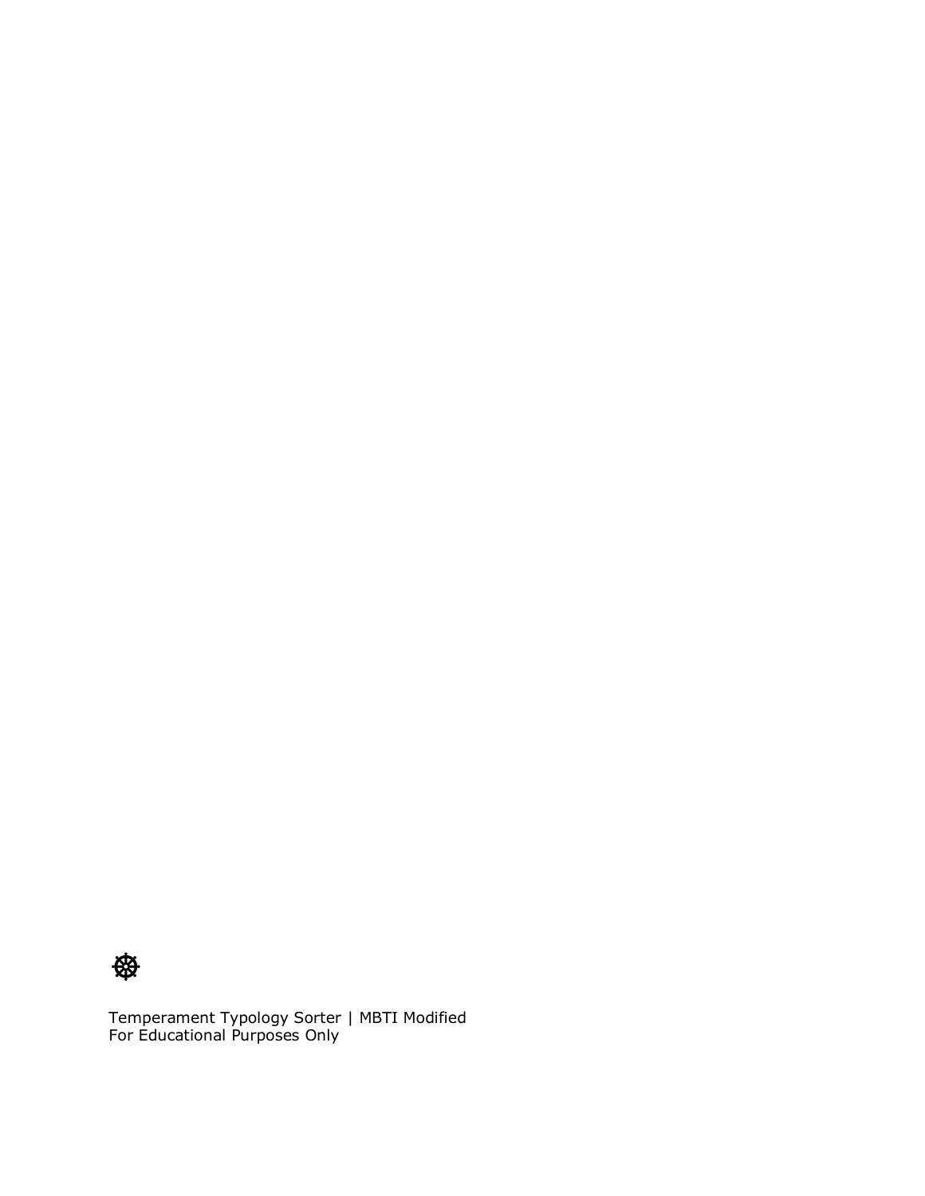☸

Temperament Typology Sorter | MBTI Modified
For Educational Purposes Only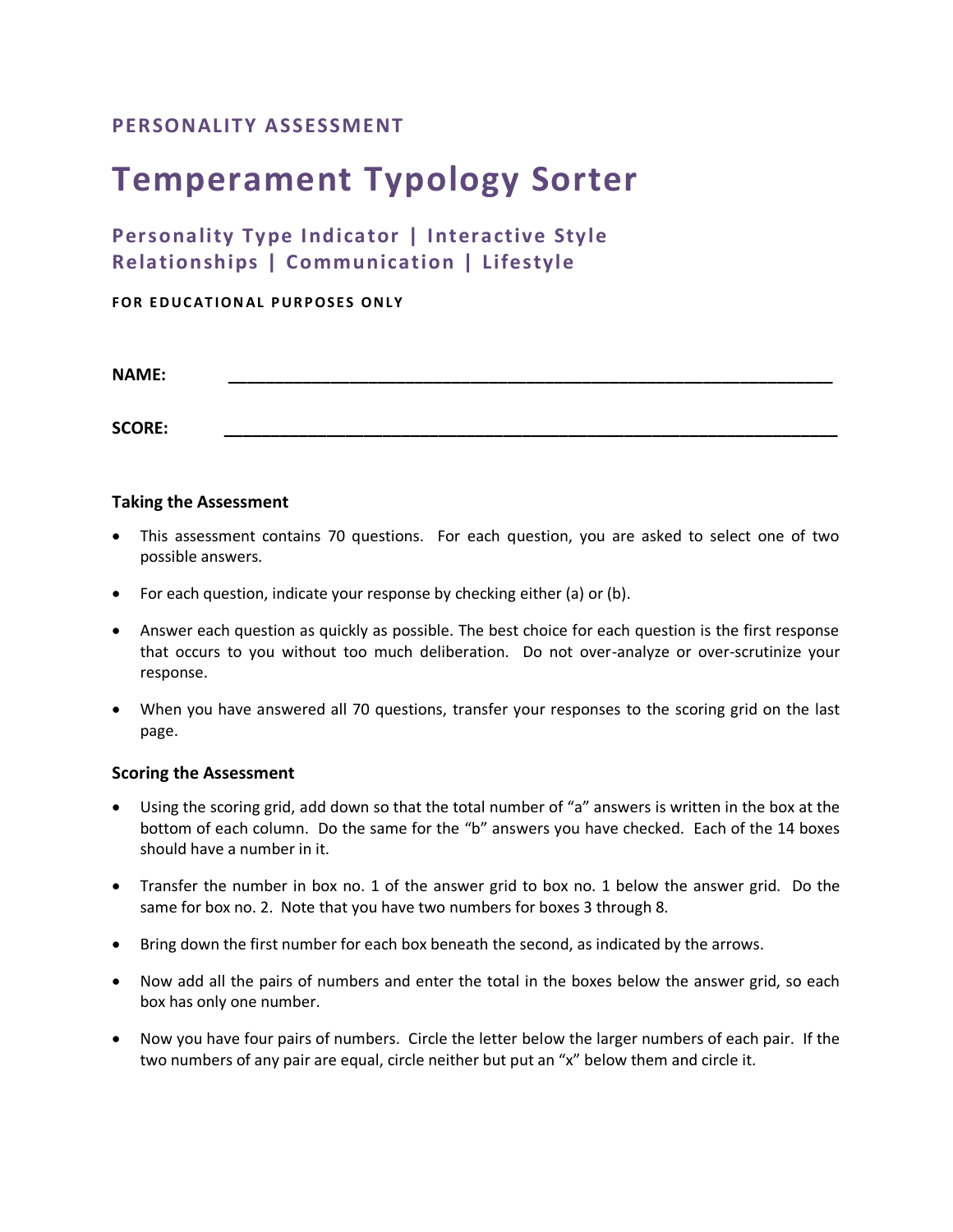PERSONALITY ASSESSMENT

# Temperament Typology Sorter

## Personality Type Indicator | Interactive Style
## Relationships | Communication | Lifestyle

**FOR EDUCATIONAL PURPOSES ONLY**

**NAME:** ___________________________________________________________________

**SCORE:** ___________________________________________________________________

### Taking the Assessment

- This assessment contains 70 questions. For each question, you are asked to select one of two possible answers.
- For each question, indicate your response by checking either (a) or (b).
- Answer each question as quickly as possible. The best choice for each question is the first response that occurs to you without too much deliberation. Do not over-analyze or over-scrutinize your response.
- When you have answered all 70 questions, transfer your responses to the scoring grid on the last page.

### Scoring the Assessment

- Using the scoring grid, add down so that the total number of "a" answers is written in the box at the bottom of each column. Do the same for the "b" answers you have checked. Each of the 14 boxes should have a number in it.
- Transfer the number in box no. 1 of the answer grid to box no. 1 below the answer grid. Do the same for box no. 2. Note that you have two numbers for boxes 3 through 8.
- Bring down the first number for each box beneath the second, as indicated by the arrows.
- Now add all the pairs of numbers and enter the total in the boxes below the answer grid, so each box has only one number.
- Now you have four pairs of numbers. Circle the letter below the larger numbers of each pair. If the two numbers of any pair are equal, circle neither but put an "x" below them and circle it.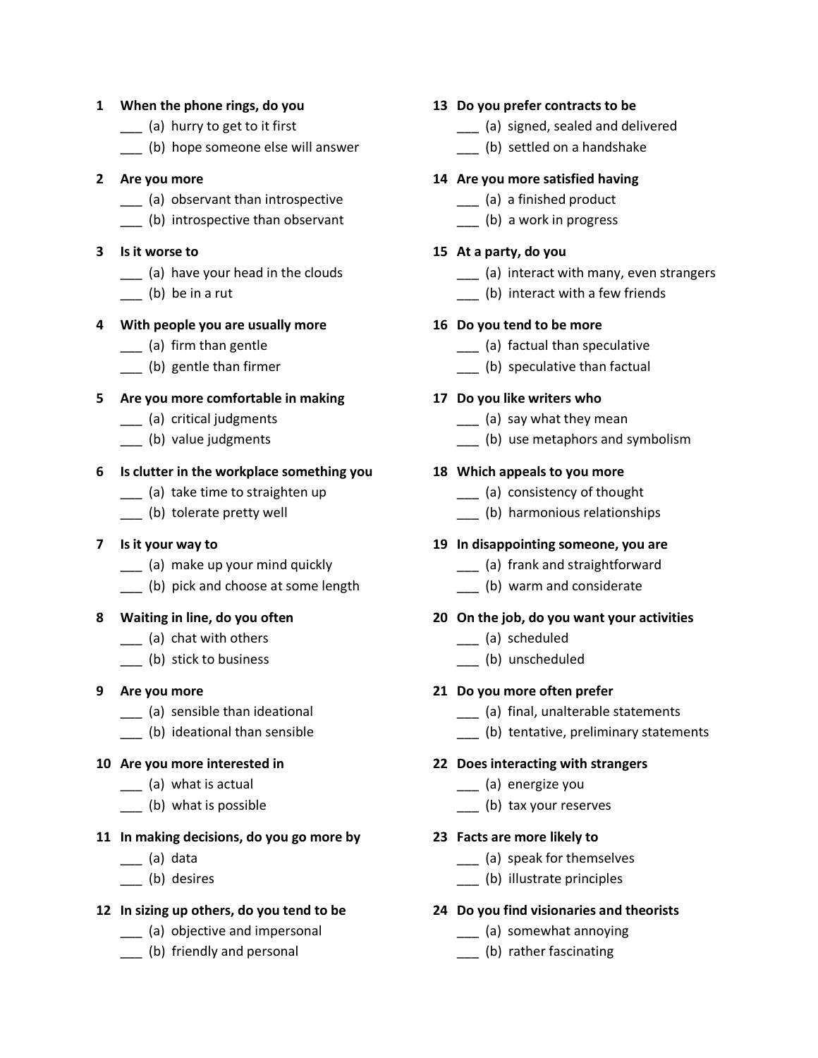**1 When the phone rings, do you**

___ (a) hurry to get to it first

___ (b) hope someone else will answer

**2 Are you more**

___ (a) observant than introspective

___ (b) introspective than observant

**3 Is it worse to**

___ (a) have your head in the clouds

___ (b) be in a rut

**4 With people you are usually more**

___ (a) firm than gentle

___ (b) gentle than firmer

**5 Are you more comfortable in making**

___ (a) critical judgments

___ (b) value judgments

**6 Is clutter in the workplace something you**

___ (a) take time to straighten up

___ (b) tolerate pretty well

**7 Is it your way to**

___ (a) make up your mind quickly

___ (b) pick and choose at some length

**8 Waiting in line, do you often**

___ (a) chat with others

___ (b) stick to business

**9 Are you more**

___ (a) sensible than ideational

___ (b) ideational than sensible

**10 Are you more interested in**

___ (a) what is actual

___ (b) what is possible

**11 In making decisions, do you go more by**

___ (a) data

___ (b) desires

**12 In sizing up others, do you tend to be**

___ (a) objective and impersonal

___ (b) friendly and personal

**13 Do you prefer contracts to be**

___ (a) signed, sealed and delivered

___ (b) settled on a handshake

**14 Are you more satisfied having**

___ (a) a finished product

___ (b) a work in progress

**15 At a party, do you**

___ (a) interact with many, even strangers

___ (b) interact with a few friends

**16 Do you tend to be more**

___ (a) factual than speculative

___ (b) speculative than factual

**17 Do you like writers who**

___ (a) say what they mean

___ (b) use metaphors and symbolism

**18 Which appeals to you more**

___ (a) consistency of thought

___ (b) harmonious relationships

**19 In disappointing someone, you are**

___ (a) frank and straightforward

___ (b) warm and considerate

**20 On the job, do you want your activities**

___ (a) scheduled

___ (b) unscheduled

**21 Do you more often prefer**

___ (a) final, unalterable statements

___ (b) tentative, preliminary statements

**22 Does interacting with strangers**

___ (a) energize you

___ (b) tax your reserves

**23 Facts are more likely to**

___ (a) speak for themselves

___ (b) illustrate principles

**24 Do you find visionaries and theorists**

___ (a) somewhat annoying

___ (b) rather fascinating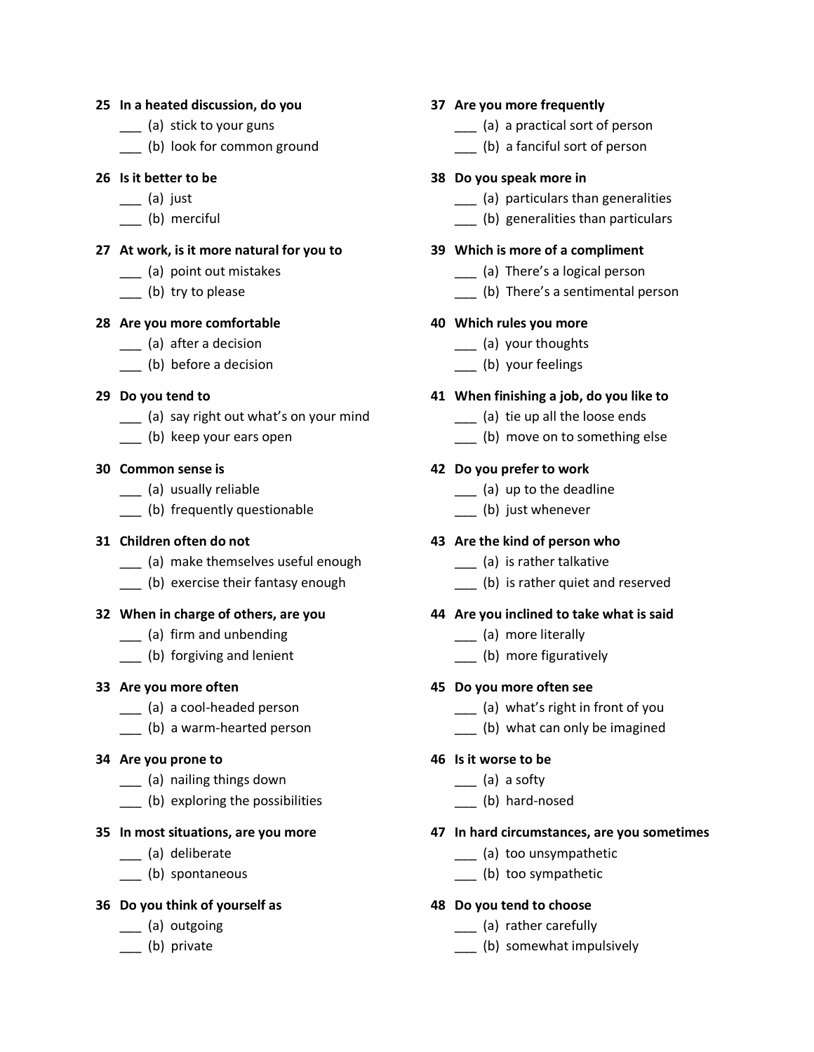**25 In a heated discussion, do you**

___ (a) stick to your guns
___ (b) look for common ground

**26 Is it better to be**

___ (a) just
___ (b) merciful

**27 At work, is it more natural for you to**

___ (a) point out mistakes
___ (b) try to please

**28 Are you more comfortable**

___ (a) after a decision
___ (b) before a decision

**29 Do you tend to**

___ (a) say right out what's on your mind
___ (b) keep your ears open

**30 Common sense is**

___ (a) usually reliable
___ (b) frequently questionable

**31 Children often do not**

___ (a) make themselves useful enough
___ (b) exercise their fantasy enough

**32 When in charge of others, are you**

___ (a) firm and unbending
___ (b) forgiving and lenient

**33 Are you more often**

___ (a) a cool-headed person
___ (b) a warm-hearted person

**34 Are you prone to**

___ (a) nailing things down
___ (b) exploring the possibilities

**35 In most situations, are you more**

___ (a) deliberate
___ (b) spontaneous

**36 Do you think of yourself as**

___ (a) outgoing
___ (b) private

**37 Are you more frequently**

___ (a) a practical sort of person
___ (b) a fanciful sort of person

**38 Do you speak more in**

___ (a) particulars than generalities
___ (b) generalities than particulars

**39 Which is more of a compliment**

___ (a) There's a logical person
___ (b) There's a sentimental person

**40 Which rules you more**

___ (a) your thoughts
___ (b) your feelings

**41 When finishing a job, do you like to**

___ (a) tie up all the loose ends
___ (b) move on to something else

**42 Do you prefer to work**

___ (a) up to the deadline
___ (b) just whenever

**43 Are the kind of person who**

___ (a) is rather talkative
___ (b) is rather quiet and reserved

**44 Are you inclined to take what is said**

___ (a) more literally
___ (b) more figuratively

**45 Do you more often see**

___ (a) what's right in front of you
___ (b) what can only be imagined

**46 Is it worse to be**

___ (a) a softy
___ (b) hard-nosed

**47 In hard circumstances, are you sometimes**

___ (a) too unsympathetic
___ (b) too sympathetic

**48 Do you tend to choose**

___ (a) rather carefully
___ (b) somewhat impulsively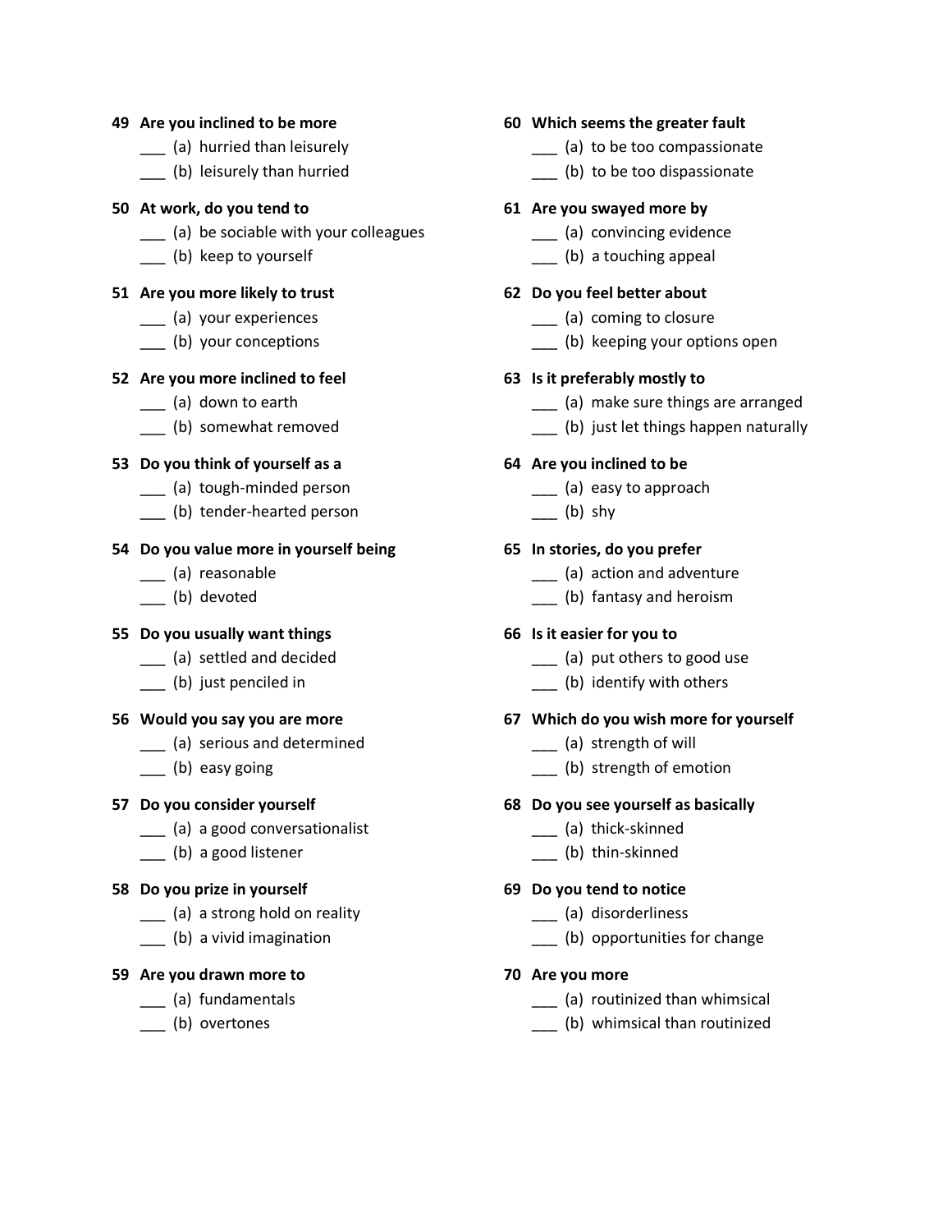**49 Are you inclined to be more**

___ (a) hurried than leisurely
___ (b) leisurely than hurried

**50 At work, do you tend to**

___ (a) be sociable with your colleagues
___ (b) keep to yourself

**51 Are you more likely to trust**

___ (a) your experiences
___ (b) your conceptions

**52 Are you more inclined to feel**

___ (a) down to earth
___ (b) somewhat removed

**53 Do you think of yourself as a**

___ (a) tough-minded person
___ (b) tender-hearted person

**54 Do you value more in yourself being**

___ (a) reasonable
___ (b) devoted

**55 Do you usually want things**

___ (a) settled and decided
___ (b) just penciled in

**56 Would you say you are more**

___ (a) serious and determined
___ (b) easy going

**57 Do you consider yourself**

___ (a) a good conversationalist
___ (b) a good listener

**58 Do you prize in yourself**

___ (a) a strong hold on reality
___ (b) a vivid imagination

**59 Are you drawn more to**

___ (a) fundamentals
___ (b) overtones

**60 Which seems the greater fault**

___ (a) to be too compassionate
___ (b) to be too dispassionate

**61 Are you swayed more by**

___ (a) convincing evidence
___ (b) a touching appeal

**62 Do you feel better about**

___ (a) coming to closure
___ (b) keeping your options open

**63 Is it preferably mostly to**

___ (a) make sure things are arranged
___ (b) just let things happen naturally

**64 Are you inclined to be**

___ (a) easy to approach
___ (b) shy

**65 In stories, do you prefer**

___ (a) action and adventure
___ (b) fantasy and heroism

**66 Is it easier for you to**

___ (a) put others to good use
___ (b) identify with others

**67 Which do you wish more for yourself**

___ (a) strength of will
___ (b) strength of emotion

**68 Do you see yourself as basically**

___ (a) thick-skinned
___ (b) thin-skinned

**69 Do you tend to notice**

___ (a) disorderliness
___ (b) opportunities for change

**70 Are you more**

___ (a) routinized than whimsical
___ (b) whimsical than routinized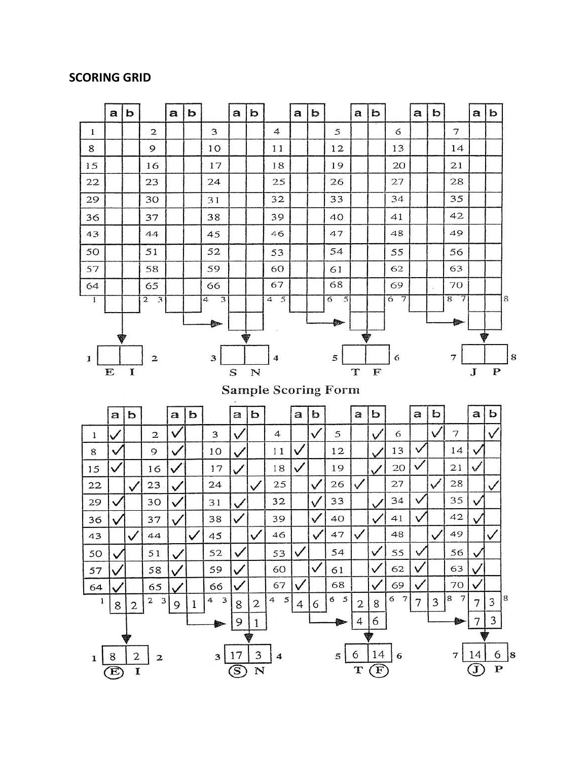**SCORING GRID**

| | a | b | | a | b | | a | b | | a | b | | a | b | | a | b | | a | b |
|---|---|---|---|---|---|---|---|---|---|---|---|---|---|---|---|---|---|---|---|---|
| 1 | | | 2 | | | 3 | | | 4 | | | 5 | | | 6 | | | 7 | | |
| 8 | | | 9 | | | 10 | | | 11 | | | 12 | | | 13 | | | 14 | | |
| 15 | | | 16 | | | 17 | | | 18 | | | 19 | | | 20 | | | 21 | | |
| 22 | | | 23 | | | 24 | | | 25 | | | 26 | | | 27 | | | 28 | | |
| 29 | | | 30 | | | 31 | | | 32 | | | 33 | | | 34 | | | 35 | | |
| 36 | | | 37 | | | 38 | | | 39 | | | 40 | | | 41 | | | 42 | | |
| 43 | | | 44 | | | 45 | | | 46 | | | 47 | | | 48 | | | 49 | | |
| 50 | | | 51 | | | 52 | | | 53 | | | 54 | | | 55 | | | 56 | | |
| 57 | | | 58 | | | 59 | | | 60 | | | 61 | | | 62 | | | 63 | | |
| 64 | | | 65 | | | 66 | | | 67 | | | 68 | | | 69 | | | 70 | | |
| 1 | | | 2 3 | | | 4 3 | | | 4 5 | | | 6 5 | | | 6 7 | | | 8 7 | | |
| | | | | | | | | | | | | | | | | | | | | |

| 1 | | | 2 | 3 | | | 4 | 5 | | | 6 | 7 | | | 8 |
|---|---|---|---|---|---|---|---|---|---|---|---|---|---|---|---|
| | E | I | | | S | N | | | T | F | | | J | P | |

**Sample Scoring Form**

| | a | b | | a | b | | a | b | | a | b | | a | b | | a | b | | a | b |
|---|---|---|---|---|---|---|---|---|---|---|---|---|---|---|---|---|---|---|---|---|
| 1 | ✓ | | 2 | ✓ | | 3 | ✓ | | 4 | | ✓ | 5 | | ✓ | 6 | | ✓ | 7 | | ✓ |
| 8 | ✓ | | 9 | ✓ | | 10 | ✓ | | 11 | ✓ | | 12 | | ✓ | 13 | ✓ | | 14 | ✓ | |
| 15 | ✓ | | 16 | ✓ | | 17 | ✓ | | 18 | ✓ | | 19 | | ✓ | 20 | ✓ | | 21 | ✓ | |
| 22 | | ✓ | 23 | ✓ | | 24 | | ✓ | 25 | | ✓ | 26 | ✓ | | 27 | | ✓ | 28 | | ✓ |
| 29 | ✓ | | 30 | ✓ | | 31 | ✓ | | 32 | | ✓ | 33 | | ✓ | 34 | ✓ | | 35 | ✓ | |
| 36 | ✓ | | 37 | ✓ | | 38 | ✓ | | 39 | | ✓ | 40 | | ✓ | 41 | ✓ | | 42 | ✓ | |
| 43 | | ✓ | 44 | | ✓ | 45 | | ✓ | 46 | | ✓ | 47 | ✓ | | 48 | | ✓ | 49 | | ✓ |
| 50 | ✓ | | 51 | ✓ | | 52 | ✓ | | 53 | ✓ | | 54 | | ✓ | 55 | ✓ | | 56 | ✓ | |
| 57 | ✓ | | 58 | ✓ | | 59 | ✓ | | 60 | | ✓ | 61 | | ✓ | 62 | ✓ | | 63 | ✓ | |
| 64 | ✓ | | 65 | ✓ | | 66 | ✓ | | 67 | ✓ | | 68 | | ✓ | 69 | ✓ | | 70 | ✓ | |
| 1 | 8 | 2 | 2 3 | 9 | 1 | 4 3 | 8 | 2 | 4 5 | 4 | 6 | 6 5 | 2 | 8 | 6 7 | 7 | 3 | 8 7 | 7 | 3 |
| | | | | | | | 9 | 1 | | | | | 4 | 6 | | | | | 7 | 3 |

| 1 | 8 | 2 | 2 | 3 | 17 | 3 | 4 | 5 | 6 | 14 | 6 | 7 | 14 | 6 | 8 |
|---|---|---|---|---|---|---|---|---|---|---|---|---|---|---|---|
| | (E) | I | | | (S) | N | | | T | (F) | | | (J) | P | |